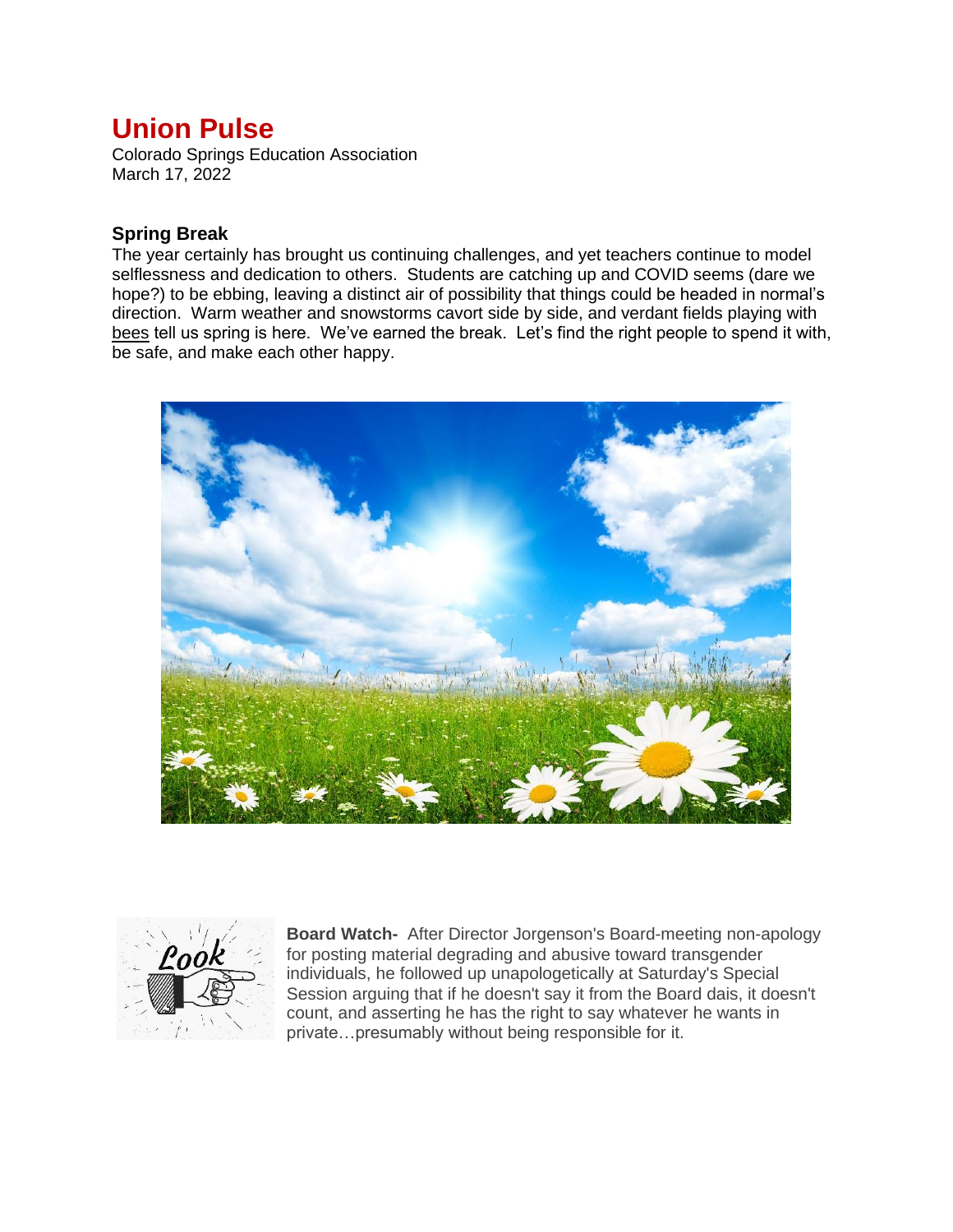# Union Pulse

Colorado Springs Education Association
March 17, 2022

### Spring Break

The year certainly has brought us continuing challenges, and yet teachers continue to model selflessness and dedication to others. Students are catching up and COVID seems (dare we hope?) to be ebbing, leaving a distinct air of possibility that things could be headed in normal's direction. Warm weather and snowstorms cavort side by side, and verdant fields playing with bees tell us spring is here. We've earned the break. Let's find the right people to spend it with, be safe, and make each other happy.

**Board Watch-** After Director Jorgenson's Board-meeting non-apology for posting material degrading and abusive toward transgender individuals, he followed up unapologetically at Saturday's Special Session arguing that if he doesn't say it from the Board dais, it doesn't count, and asserting he has the right to say whatever he wants in private…presumably without being responsible for it.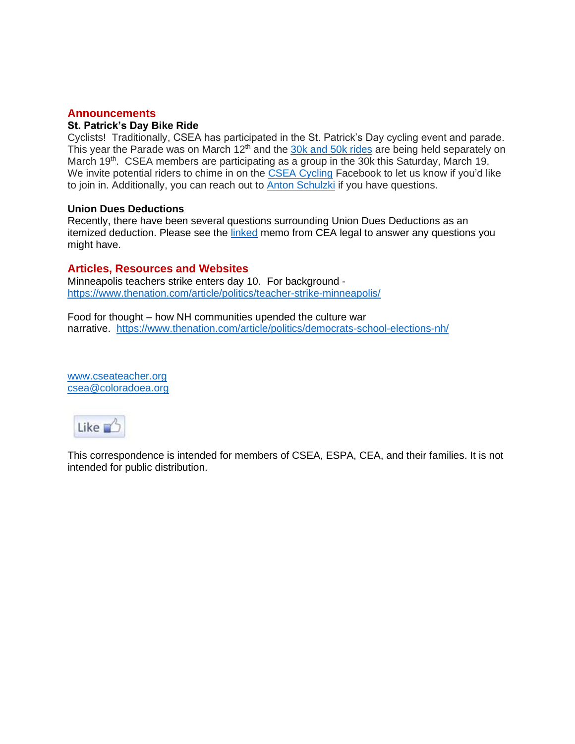## Announcements

**St. Patrick's Day Bike Ride**

Cyclists! Traditionally, CSEA has participated in the St. Patrick's Day cycling event and parade. This year the Parade was on March 12th and the 30k and 50k rides are being held separately on March 19th. CSEA members are participating as a group in the 30k this Saturday, March 19. We invite potential riders to chime in on the CSEA Cycling Facebook to let us know if you'd like to join in. Additionally, you can reach out to Anton Schulzki if you have questions.

**Union Dues Deductions**

Recently, there have been several questions surrounding Union Dues Deductions as an itemized deduction. Please see the linked memo from CEA legal to answer any questions you might have.

## Articles, Resources and Websites

Minneapolis teachers strike enters day 10. For background - https://www.thenation.com/article/politics/teacher-strike-minneapolis/

Food for thought – how NH communities upended the culture war narrative. https://www.thenation.com/article/politics/democrats-school-elections-nh/

www.cseateacher.org
csea@coloradoea.org

Like

This correspondence is intended for members of CSEA, ESPA, CEA, and their families. It is not intended for public distribution.